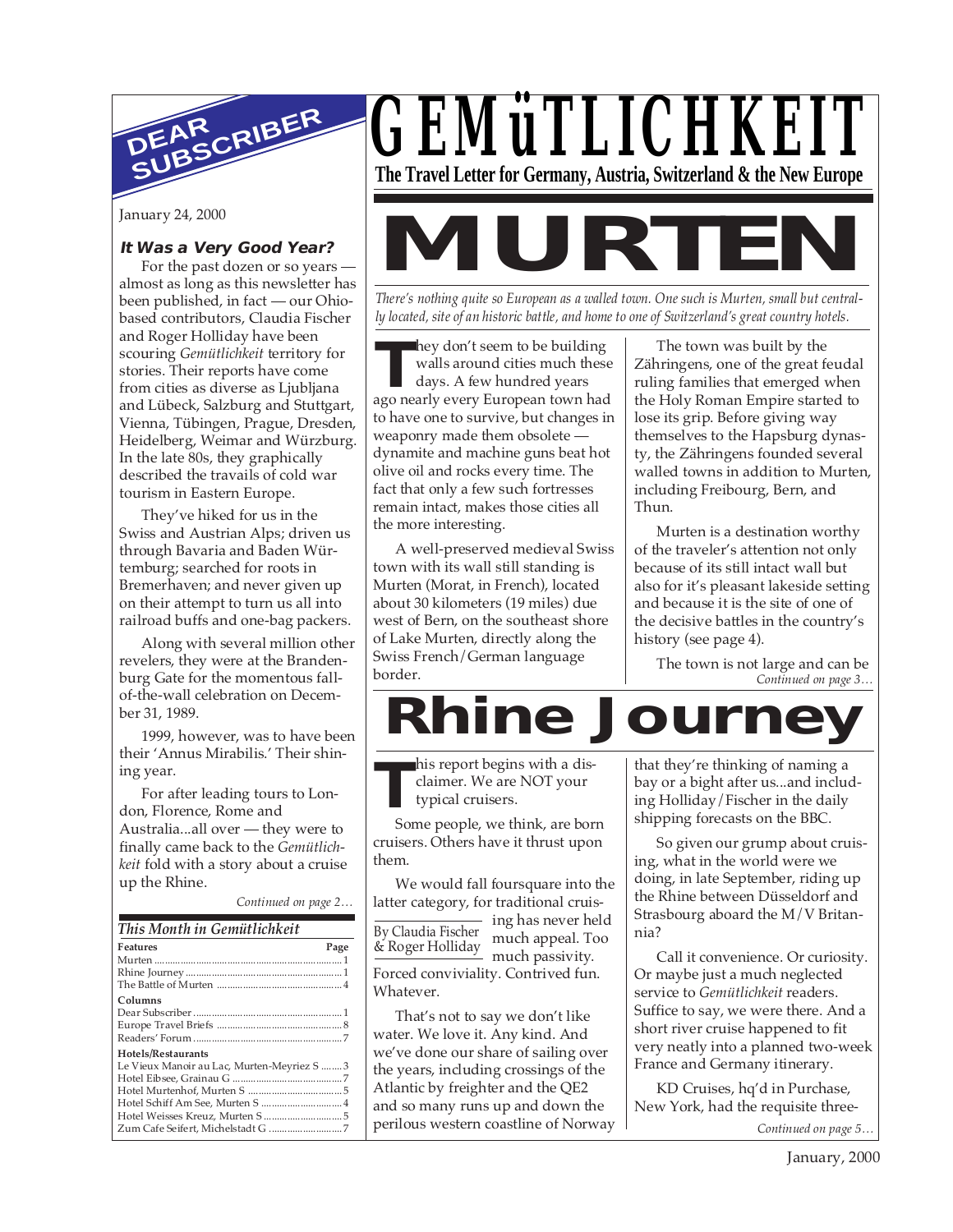# GEMüTLICHKEIT

**The Travel Letter for Germany, Austria, Switzerland & the New Europe**

## DEAR SUBSCRIBER

January 24, 2000

### *It Was a Very Good Year?*

For the past dozen or so years — almost as long as this newsletter has been published, in fact — our Ohio-based contributors, Claudia Fischer and Roger Holliday have been scouring *Gemütlichkeit* territory for stories. Their reports have come from cities as diverse as Ljubljana and Lübeck, Salzburg and Stuttgart, Vienna, Tübingen, Prague, Dresden, Heidelberg, Weimar and Würzburg. In the late 80s, they graphically described the travails of cold war tourism in Eastern Europe.

They've hiked for us in the Swiss and Austrian Alps; driven us through Bavaria and Baden Würtemburg; searched for roots in Bremerhaven; and never given up on their attempt to turn us all into railroad buffs and one-bag packers.

Along with several million other revelers, they were at the Brandenburg Gate for the momentous fall-of-the-wall celebration on December 31, 1989.

1999, however, was to have been their 'Annus Mirabilis.' Their shining year.

For after leading tours to London, Florence, Rome and Australia...all over — they were to finally came back to the *Gemütlichkeit* fold with a story about a cruise up the Rhine.

*Continued on page 2…*

| *This Month in Gemütlichkeit* | |
|---|---|
| **Features** | **Page** |
| Murten | 1 |
| Rhine Journey | 1 |
| The Battle of Murten | 4 |
| **Columns** | |
| Dear Subscriber | 1 |
| Europe Travel Briefs | 8 |
| Readers' Forum | 7 |
| **Hotels/Restaurants** | |
| Le Vieux Manoir au Lac, Murten-Meyriez S | 3 |
| Hotel Eibsee, Grainau G | 7 |
| Hotel Murtenhof, Murten S | 5 |
| Hotel Schiff Am See, Murten S | 4 |
| Hotel Weisses Kreuz, Murten S | 5 |
| Zum Cafe Seifert, Michelstadt G | 7 |

# MURTEN

*There's nothing quite so European as a walled town. One such is Murten, small but centrally located, site of an historic battle, and home to one of Switzerland's great country hotels.*

They don't seem to be building walls around cities much these days. A few hundred years ago nearly every European town had to have one to survive, but changes in weaponry made them obsolete — dynamite and machine guns beat hot olive oil and rocks every time. The fact that only a few such fortresses remain intact, makes those cities all the more interesting.

A well-preserved medieval Swiss town with its wall still standing is Murten (Morat, in French), located about 30 kilometers (19 miles) due west of Bern, on the southeast shore of Lake Murten, directly along the Swiss French/German language border.

The town was built by the Zähringens, one of the great feudal ruling families that emerged when the Holy Roman Empire started to lose its grip. Before giving way themselves to the Hapsburg dynasty, the Zähringens founded several walled towns in addition to Murten, including Freibourg, Bern, and Thun.

Murten is a destination worthy of the traveler's attention not only because of its still intact wall but also for it's pleasant lakeside setting and because it is the site of one of the decisive battles in the country's history (see page 4).

The town is not large and can be

*Continued on page 3…*

# Rhine Journey

*By Claudia Fischer & Roger Holliday*

This report begins with a disclaimer. We are NOT your typical cruisers.

Some people, we think, are born cruisers. Others have it thrust upon them.

We would fall foursquare into the latter category, for traditional cruising has never held much appeal. Too much passivity. Forced conviviality. Contrived fun. Whatever.

That's not to say we don't like water. We love it. Any kind. And we've done our share of sailing over the years, including crossings of the Atlantic by freighter and the QE2 and so many runs up and down the perilous western coastline of Norway that they're thinking of naming a bay or a bight after us...and including Holliday/Fischer in the daily shipping forecasts on the BBC.

So given our grump about cruising, what in the world were we doing, in late September, riding up the Rhine between Düsseldorf and Strasbourg aboard the M/V Britannia?

Call it convenience. Or curiosity. Or maybe just a much neglected service to *Gemütlichkeit* readers. Suffice to say, we were there. And a short river cruise happened to fit very neatly into a planned two-week France and Germany itinerary.

KD Cruises, hq'd in Purchase, New York, had the requisite three-

*Continued on page 5…*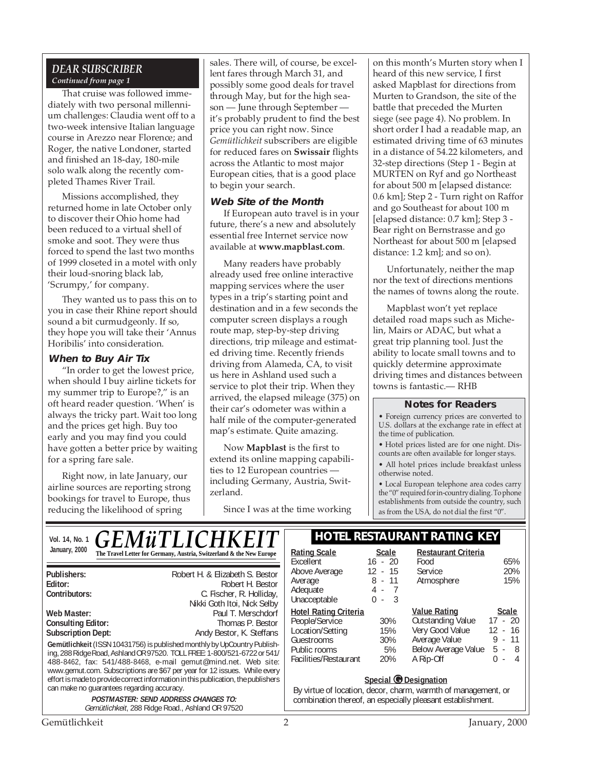## DEAR SUBSCRIBER

*Continued from page 1*

That cruise was followed immediately with two personal millennium challenges: Claudia went off to a two-week intensive Italian language course in Arezzo near Florence; and Roger, the native Londoner, started and finished an 18-day, 180-mile solo walk along the recently completed Thames River Trail.

Missions accomplished, they returned home in late October only to discover their Ohio home had been reduced to a virtual shell of smoke and soot. They were thus forced to spend the last two months of 1999 closeted in a motel with only their loud-snoring black lab, 'Scrumpy,' for company.

They wanted us to pass this on to you in case their Rhine report should sound a bit curmudgeonly. If so, they hope you will take their 'Annus Horibilis' into consideration.

### When to Buy Air Tix

"In order to get the lowest price, when should I buy airline tickets for my summer trip to Europe?," is an oft heard reader question. 'When' is always the tricky part. Wait too long and the prices get high. Buy too early and you may find you could have gotten a better price by waiting for a spring fare sale.

Right now, in late January, our airline sources are reporting strong bookings for travel to Europe, thus reducing the likelihood of spring sales. There will, of course, be excellent fares through March 31, and possibly some good deals for travel through May, but for the high season — June through September — it's probably prudent to find the best price you can right now. Since *Gemütlichkeit* subscribers are eligible for reduced fares on **Swissair** flights across the Atlantic to most major European cities, that is a good place to begin your search.

### Web Site of the Month

If European auto travel is in your future, there's a new and absolutely essential free Internet service now available at **www.mapblast.com**.

Many readers have probably already used free online interactive mapping services where the user types in a trip's starting point and destination and in a few seconds the computer screen displays a rough route map, step-by-step driving directions, trip mileage and estimated driving time. Recently friends driving from Alameda, CA, to visit us here in Ashland used such a service to plot their trip. When they arrived, the elapsed mileage (375) on their car's odometer was within a half mile of the computer-generated map's estimate. Quite amazing.

Now **Mapblast** is the first to extend its online mapping capabilities to 12 European countries — including Germany, Austria, Switzerland.

Since I was at the time working on this month's Murten story when I heard of this new service, I first asked Mapblast for directions from Murten to Grandson, the site of the battle that preceded the Murten siege (see page 4). No problem. In short order I had a readable map, an estimated driving time of 63 minutes in a distance of 54.22 kilometers, and 32-step directions (Step 1 - Begin at MURTEN on Ryf and go Northeast for about 500 m [elapsed distance: 0.6 km]; Step 2 - Turn right on Raffor and go Southeast for about 100 m [elapsed distance: 0.7 km]; Step 3 - Bear right on Bernstrasse and go Northeast for about 500 m [elapsed distance: 1.2 km]; and so on).

Unfortunately, neither the map nor the text of directions mentions the names of towns along the route.

Mapblast won't yet replace detailed road maps such as Michelin, Mairs or ADAC, but what a great trip planning tool. Just the ability to locate small towns and to quickly determine approximate driving times and distances between towns is fantastic.— RHB

### Notes for Readers

- Foreign currency prices are converted to U.S. dollars at the exchange rate in effect at the time of publication.
- Hotel prices listed are for one night. Discounts are often available for longer stays.
- All hotel prices include breakfast unless otherwise noted.
- Local European telephone area codes carry the "0" required for in-country dialing. To phone establishments from outside the country, such as from the USA, do not dial the first "0".

---

Vol. 14, No. 1
January, 2000

# GEMüTLICHKEIT

**The Travel Letter for Germany, Austria, Switzerland & the New Europe**

| | |
|---|---|
| **Publishers:** | Robert H. & Elizabeth S. Bestor |
| **Editor:** | Robert H. Bestor |
| **Contributors:** | C. Fischer, R. Holliday, Nikki Goth Itoi, Nick Selby |
| **Web Master:** | Paul T. Merschdorf |
| **Consulting Editor:** | Thomas P. Bestor |
| **Subscription Dept:** | Andy Bestor, K. Steffans |

**Gemütlichkeit** (ISSN 10431756) is published monthly by UpCountry Publishing, 288 Ridge Road, Ashland OR 97520. TOLL FREE: 1-800/521-6722 or 541/488-8462, fax: 541/488-8468, e-mail gemut@mind.net. Web site: www.gemut.com. Subscriptions are $67 per year for 12 issues. While every effort is made to provide correct information in this publication, the publishers can make no guarantees regarding accuracy.

***POSTMASTER: SEND ADDRESS CHANGES TO:***
*Gemütlichkeit*, 288 Ridge Road., Ashland OR 97520

## HOTEL RESTAURANT RATING KEY

| Rating Scale | Scale |
|---|---|
| Excellent | 16 - 20 |
| Above Average | 12 - 15 |
| Average | 8 - 11 |
| Adequate | 4 - 7 |
| Unacceptable | 0 - 3 |

| Restaurant Criteria | |
|---|---|
| Food | 65% |
| Service | 20% |
| Atmosphere | 15% |

| Hotel Rating Criteria | |
|---|---|
| People/Service | 30% |
| Location/Setting | 15% |
| Guestrooms | 30% |
| Public rooms | 5% |
| Facilities/Restaurant | 20% |

| Value Rating | Scale |
|---|---|
| Outstanding Value | 17 - 20 |
| Very Good Value | 12 - 16 |
| Average Value | 9 - 11 |
| Below Average Value | 5 - 8 |
| A Rip-Off | 0 - 4 |

**Special G Designation**

By virtue of location, decor, charm, warmth of management, or combination thereof, an especially pleasant establishment.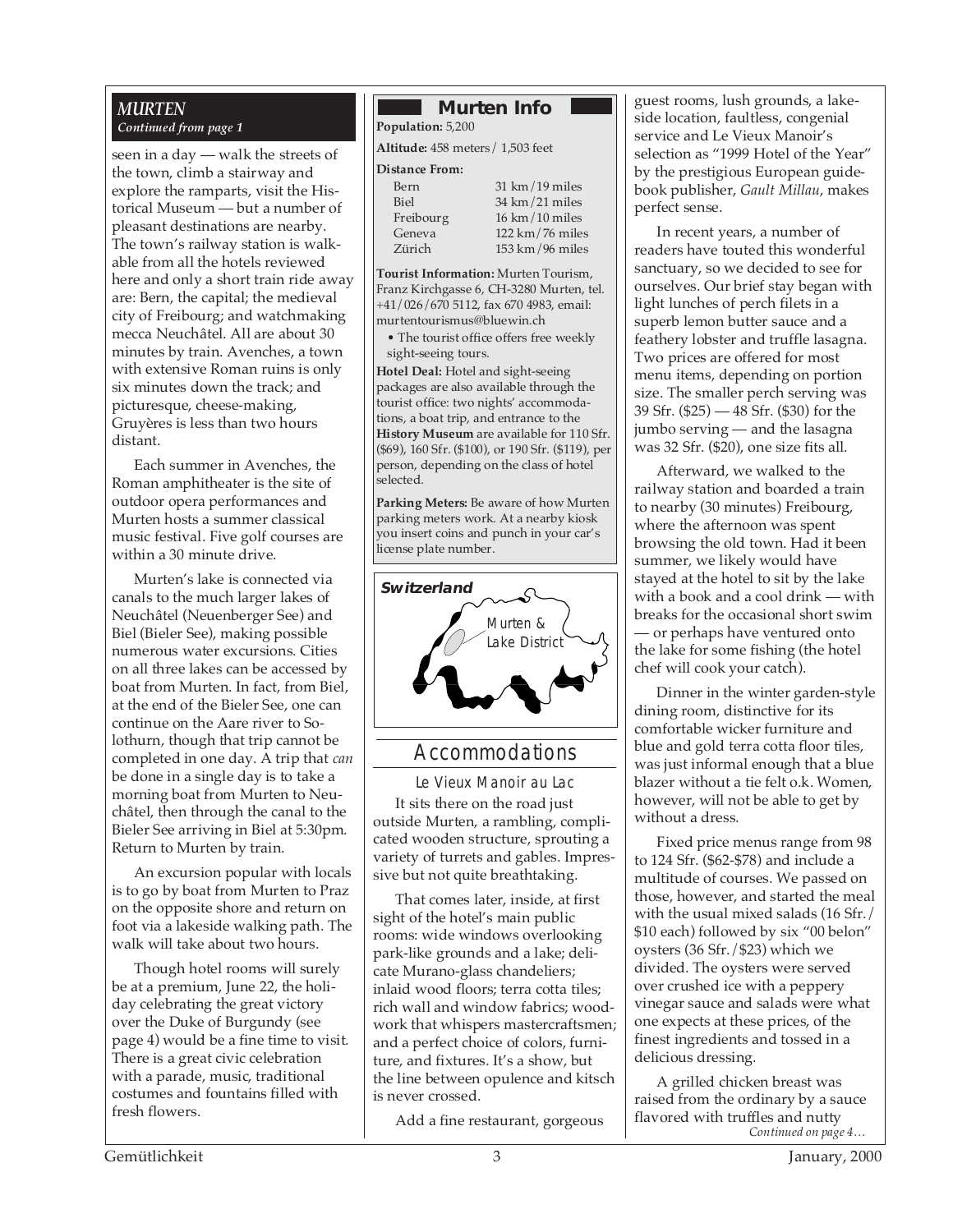*MURTEN*
*Continued from page 1*

seen in a day — walk the streets of the town, climb a stairway and explore the ramparts, visit the Historical Museum — but a number of pleasant destinations are nearby. The town's railway station is walkable from all the hotels reviewed here and only a short train ride away are: Bern, the capital; the medieval city of Freibourg; and watchmaking mecca Neuchâtel. All are about 30 minutes by train. Avenches, a town with extensive Roman ruins is only six minutes down the track; and picturesque, cheese-making, Gruyères is less than two hours distant.

Each summer in Avenches, the Roman amphitheater is the site of outdoor opera performances and Murten hosts a summer classical music festival. Five golf courses are within a 30 minute drive.

Murten's lake is connected via canals to the much larger lakes of Neuchâtel (Neuenberger See) and Biel (Bieler See), making possible numerous water excursions. Cities on all three lakes can be accessed by boat from Murten. In fact, from Biel, at the end of the Bieler See, one can continue on the Aare river to Solothurn, though that trip cannot be completed in one day. A trip that *can* be done in a single day is to take a morning boat from Murten to Neuchâtel, then through the canal to the Bieler See arriving in Biel at 5:30pm. Return to Murten by train.

An excursion popular with locals is to go by boat from Murten to Praz on the opposite shore and return on foot via a lakeside walking path. The walk will take about two hours.

Though hotel rooms will surely be at a premium, June 22, the holiday celebrating the great victory over the Duke of Burgundy (see page 4) would be a fine time to visit. There is a great civic celebration with a parade, music, traditional costumes and fountains filled with fresh flowers.

## Murten Info

**Population:** 5,200

**Altitude:** 458 meters / 1,503 feet

**Distance From:**

| | |
|---|---|
| Bern | 31 km/19 miles |
| Biel | 34 km/21 miles |
| Freibourg | 16 km/10 miles |
| Geneva | 122 km/76 miles |
| Zürich | 153 km/96 miles |

**Tourist Information:** Murten Tourism, Franz Kirchgasse 6, CH-3280 Murten, tel. +41/026/670 5112, fax 670 4983, email: murtentourismus@bluewin.ch

- The tourist office offers free weekly sight-seeing tours.

**Hotel Deal:** Hotel and sight-seeing packages are also available through the tourist office: two nights' accommodations, a boat trip, and entrance to the **History Museum** are available for 110 Sfr. ($69), 160 Sfr. ($100), or 190 Sfr. ($119), per person, depending on the class of hotel selected.

**Parking Meters:** Be aware of how Murten parking meters work. At a nearby kiosk you insert coins and punch in your car's license plate number.

**Switzerland**

Murten & Lake District

## Accommodations

### Le Vieux Manoir au Lac

It sits there on the road just outside Murten, a rambling, complicated wooden structure, sprouting a variety of turrets and gables. Impressive but not quite breathtaking.

That comes later, inside, at first sight of the hotel's main public rooms: wide windows overlooking park-like grounds and a lake; delicate Murano-glass chandeliers; inlaid wood floors; terra cotta tiles; rich wall and window fabrics; woodwork that whispers mastercraftsmen; and a perfect choice of colors, furniture, and fixtures. It's a show, but the line between opulence and kitsch is never crossed.

Add a fine restaurant, gorgeous guest rooms, lush grounds, a lakeside location, faultless, congenial service and Le Vieux Manoir's selection as "1999 Hotel of the Year" by the prestigious European guidebook publisher, *Gault Millau*, makes perfect sense.

In recent years, a number of readers have touted this wonderful sanctuary, so we decided to see for ourselves. Our brief stay began with light lunches of perch filets in a superb lemon butter sauce and a feathery lobster and truffle lasagna. Two prices are offered for most menu items, depending on portion size. The smaller perch serving was 39 Sfr. ($25) — 48 Sfr. ($30) for the jumbo serving — and the lasagna was 32 Sfr. ($20), one size fits all.

Afterward, we walked to the railway station and boarded a train to nearby (30 minutes) Freibourg, where the afternoon was spent browsing the old town. Had it been summer, we likely would have stayed at the hotel to sit by the lake with a book and a cool drink — with breaks for the occasional short swim — or perhaps have ventured onto the lake for some fishing (the hotel chef will cook your catch).

Dinner in the winter garden-style dining room, distinctive for its comfortable wicker furniture and blue and gold terra cotta floor tiles, was just informal enough that a blue blazer without a tie felt o.k. Women, however, will not be able to get by without a dress.

Fixed price menus range from 98 to 124 Sfr. ($62-$78) and include a multitude of courses. We passed on those, however, and started the meal with the usual mixed salads (16 Sfr./ $10 each) followed by six "00 belon" oysters (36 Sfr./$23) which we divided. The oysters were served over crushed ice with a peppery vinegar sauce and salads were what one expects at these prices, of the finest ingredients and tossed in a delicious dressing.

A grilled chicken breast was raised from the ordinary by a sauce flavored with truffles and nutty

*Continued on page 4…*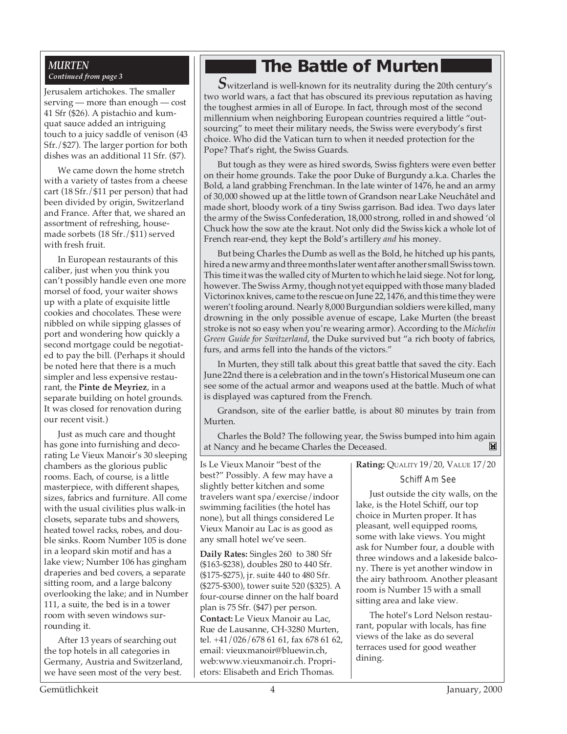*MURTEN*
*Continued from page 3*

Jerusalem artichokes. The smaller serving — more than enough — cost 41 Sfr ($26). A pistachio and kumquat sauce added an intriguing touch to a juicy saddle of venison (43 Sfr./$27). The larger portion for both dishes was an additional 11 Sfr. ($7).

We came down the home stretch with a variety of tastes from a cheese cart (18 Sfr./$11 per person) that had been divided by origin, Switzerland and France. After that, we shared an assortment of refreshing, house-made sorbets (18 Sfr./$11) served with fresh fruit.

In European restaurants of this caliber, just when you think you can't possibly handle even one more morsel of food, your waiter shows up with a plate of exquisite little cookies and chocolates. These were nibbled on while sipping glasses of port and wondering how quickly a second mortgage could be negotiated to pay the bill. (Perhaps it should be noted here that there is a much simpler and less expensive restaurant, the **Pinte de Meyriez**, in a separate building on hotel grounds. It was closed for renovation during our recent visit.)

Just as much care and thought has gone into furnishing and decorating Le Vieux Manoir's 30 sleeping chambers as the glorious public rooms. Each, of course, is a little masterpiece, with different shapes, sizes, fabrics and furniture. All come with the usual civilities plus walk-in closets, separate tubs and showers, heated towel racks, robes, and double sinks. Room Number 105 is done in a leopard skin motif and has a lake view; Number 106 has gingham draperies and bed covers, a separate sitting room, and a large balcony overlooking the lake; and in Number 111, a suite, the bed is in a tower room with seven windows surrounding it.

After 13 years of searching out the top hotels in all categories in Germany, Austria and Switzerland, we have seen most of the very best. Is Le Vieux Manoir "best of the best?" Possibly. A few may have a slightly better kitchen and some travelers want spa/exercise/indoor swimming facilities (the hotel has none), but all things considered Le Vieux Manoir au Lac is as good as any small hotel we've seen.

**Daily Rates:** Singles 260 to 380 Sfr ($163-$238), doubles 280 to 440 Sfr. ($175-$275), jr. suite 440 to 480 Sfr. ($275-$300), tower suite 520 ($325). A four-course dinner on the half board plan is 75 Sfr. ($47) per person.

**Contact:** Le Vieux Manoir au Lac, Rue de Lausanne, CH-3280 Murten, tel. +41/026/678 61 61, fax 678 61 62, email: vieuxmanoir@bluewin.ch, web:www.vieuxmanoir.ch. Proprietors: Elisabeth and Erich Thomas.

**Rating:** QUALITY 19/20, VALUE 17/20

### Schiff Am See

Just outside the city walls, on the lake, is the Hotel Schiff, our top choice in Murten proper. It has pleasant, well equipped rooms, some with lake views. You might ask for Number four, a double with three windows and a lakeside balcony. There is yet another window in the airy bathroom. Another pleasant room is Number 15 with a small sitting area and lake view.

The hotel's Lord Nelson restaurant, popular with locals, has fine views of the lake as do several terraces used for good weather dining.

## The Battle of Murten

Switzerland is well-known for its neutrality during the 20th century's two world wars, a fact that has obscured its previous reputation as having the toughest armies in all of Europe. In fact, through most of the second millennium when neighboring European countries required a little "outsourcing" to meet their military needs, the Swiss were everybody's first choice. Who did the Vatican turn to when it needed protection for the Pope? That's right, the Swiss Guards.

But tough as they were as hired swords, Swiss fighters were even better on their home grounds. Take the poor Duke of Burgundy a.k.a. Charles the Bold, a land grabbing Frenchman. In the late winter of 1476, he and an army of 30,000 showed up at the little town of Grandson near Lake Neuchâtel and made short, bloody work of a tiny Swiss garrison. Bad idea. Two days later the army of the Swiss Confederation, 18,000 strong, rolled in and showed 'ol Chuck how the sow ate the kraut. Not only did the Swiss kick a whole lot of French rear-end, they kept the Bold's artillery *and* his money.

But being Charles the Dumb as well as the Bold, he hitched up his pants, hired a new army and three months later went after another small Swiss town. This time it was the walled city of Murten to which he laid siege. Not for long, however. The Swiss Army, though not yet equipped with those many bladed Victorinox knives, came to the rescue on June 22, 1476, and this time they were weren't fooling around. Nearly 8,000 Burgundian soldiers were killed, many drowning in the only possible avenue of escape, Lake Murten (the breast stroke is not so easy when you're wearing armor). According to the *Michelin Green Guide for Switzerland*, the Duke survived but "a rich booty of fabrics, furs, and arms fell into the hands of the victors."

In Murten, they still talk about this great battle that saved the city. Each June 22nd there is a celebration and in the town's Historical Museum one can see some of the actual armor and weapons used at the battle. Much of what is displayed was captured from the French.

Grandson, site of the earlier battle, is about 80 minutes by train from Murten.

Charles the Bold? The following year, the Swiss bumped into him again at Nancy and he became Charles the Deceased.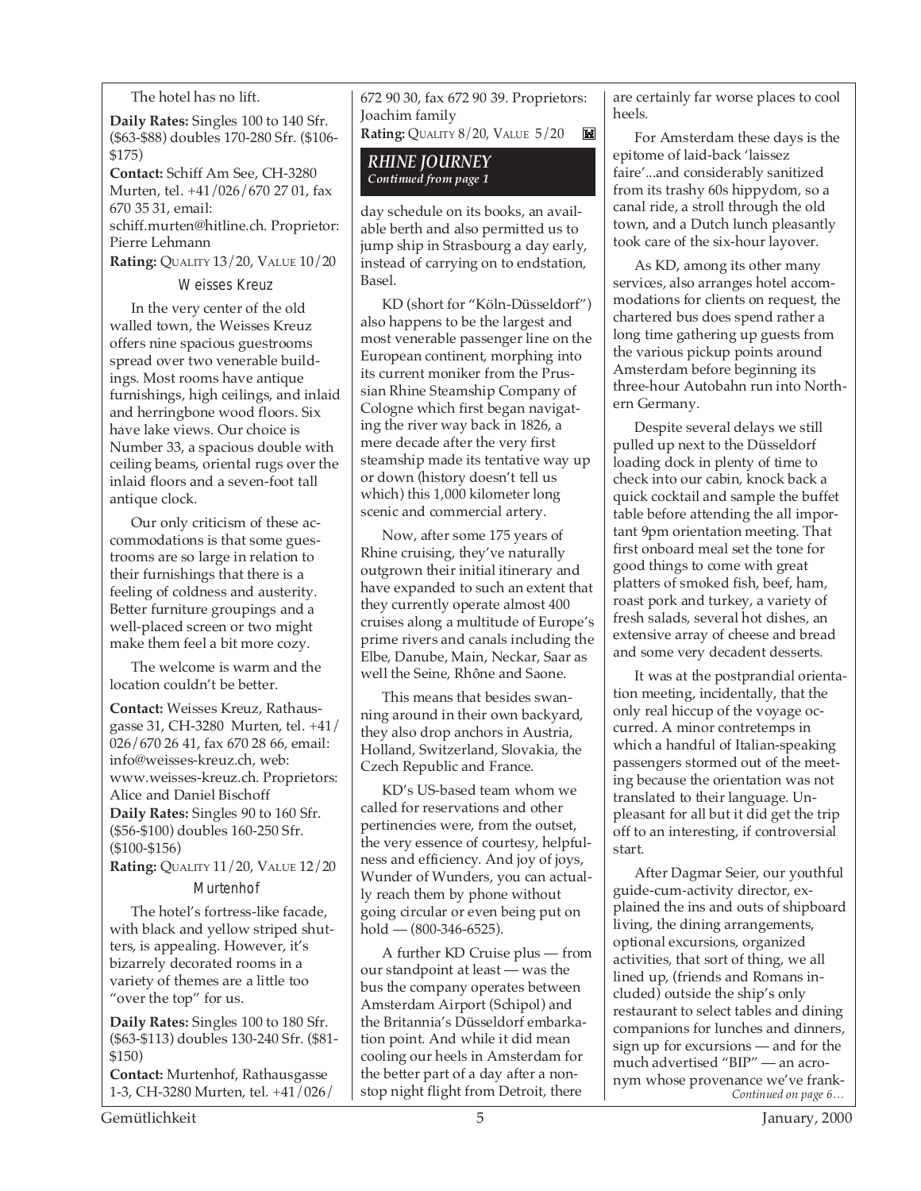The hotel has no lift.

**Daily Rates:** Singles 100 to 140 Sfr. ($63-$88) doubles 170-280 Sfr. ($106-$175)

**Contact:** Schiff Am See, CH-3280 Murten, tel. +41/026/670 27 01, fax 670 35 31, email: schiff.murten@hitline.ch. Proprietor: Pierre Lehmann

**Rating:** QUALITY 13/20, VALUE 10/20

### Weisses Kreuz

In the very center of the old walled town, the Weisses Kreuz offers nine spacious guestrooms spread over two venerable buildings. Most rooms have antique furnishings, high ceilings, and inlaid and herringbone wood floors. Six have lake views. Our choice is Number 33, a spacious double with ceiling beams, oriental rugs over the inlaid floors and a seven-foot tall antique clock.

Our only criticism of these accommodations is that some guestrooms are so large in relation to their furnishings that there is a feeling of coldness and austerity. Better furniture groupings and a well-placed screen or two might make them feel a bit more cozy.

The welcome is warm and the location couldn't be better.

**Contact:** Weisses Kreuz, Rathausgasse 31, CH-3280 Murten, tel. +41/026/670 26 41, fax 670 28 66, email: info@weisses-kreuz.ch, web: www.weisses-kreuz.ch. Proprietors: Alice and Daniel Bischoff

**Daily Rates:** Singles 90 to 160 Sfr. ($56-$100) doubles 160-250 Sfr. ($100-$156)

**Rating:** QUALITY 11/20, VALUE 12/20

### Murtenhof

The hotel's fortress-like facade, with black and yellow striped shutters, is appealing. However, it's bizarrely decorated rooms in a variety of themes are a little too "over the top" for us.

**Daily Rates:** Singles 100 to 180 Sfr. ($63-$113) doubles 130-240 Sfr. ($81-$150)

**Contact:** Murtenhof, Rathausgasse 1-3, CH-3280 Murten, tel. +41/026/672 90 30, fax 672 90 39. Proprietors: Joachim family

**Rating:** QUALITY 8/20, VALUE 5/20

## *RHINE JOURNEY*
*Continued from page 1*

day schedule on its books, an available berth and also permitted us to jump ship in Strasbourg a day early, instead of carrying on to endstation, Basel.

KD (short for "Köln-Düsseldorf") also happens to be the largest and most venerable passenger line on the European continent, morphing into its current moniker from the Prussian Rhine Steamship Company of Cologne which first began navigating the river way back in 1826, a mere decade after the very first steamship made its tentative way up or down (history doesn't tell us which) this 1,000 kilometer long scenic and commercial artery.

Now, after some 175 years of Rhine cruising, they've naturally outgrown their initial itinerary and have expanded to such an extent that they currently operate almost 400 cruises along a multitude of Europe's prime rivers and canals including the Elbe, Danube, Main, Neckar, Saar as well the Seine, Rhône and Saone.

This means that besides swanning around in their own backyard, they also drop anchors in Austria, Holland, Switzerland, Slovakia, the Czech Republic and France.

KD's US-based team whom we called for reservations and other pertinencies were, from the outset, the very essence of courtesy, helpfulness and efficiency. And joy of joys, Wunder of Wunders, you can actually reach them by phone without going circular or even being put on hold — (800-346-6525).

A further KD Cruise plus — from our standpoint at least — was the bus the company operates between Amsterdam Airport (Schipol) and the Britannia's Düsseldorf embarkation point. And while it did mean cooling our heels in Amsterdam for the better part of a day after a nonstop night flight from Detroit, there are certainly far worse places to cool heels.

For Amsterdam these days is the epitome of laid-back 'laissez faire'...and considerably sanitized from its trashy 60s hippydom, so a canal ride, a stroll through the old town, and a Dutch lunch pleasantly took care of the six-hour layover.

As KD, among its other many services, also arranges hotel accommodations for clients on request, the chartered bus does spend rather a long time gathering up guests from the various pickup points around Amsterdam before beginning its three-hour Autobahn run into Northern Germany.

Despite several delays we still pulled up next to the Düsseldorf loading dock in plenty of time to check into our cabin, knock back a quick cocktail and sample the buffet table before attending the all important 9pm orientation meeting. That first onboard meal set the tone for good things to come with great platters of smoked fish, beef, ham, roast pork and turkey, a variety of fresh salads, several hot dishes, an extensive array of cheese and bread and some very decadent desserts.

It was at the postprandial orientation meeting, incidentally, that the only real hiccup of the voyage occurred. A minor contretemps in which a handful of Italian-speaking passengers stormed out of the meeting because the orientation was not translated to their language. Unpleasant for all but it did get the trip off to an interesting, if controversial start.

After Dagmar Seier, our youthful guide-cum-activity director, explained the ins and outs of shipboard living, the dining arrangements, optional excursions, organized activities, that sort of thing, we all lined up, (friends and Romans included) outside the ship's only restaurant to select tables and dining companions for lunches and dinners, sign up for excursions — and for the much advertised "BIP" — an acronym whose provenance we've frank-

*Continued on page 6…*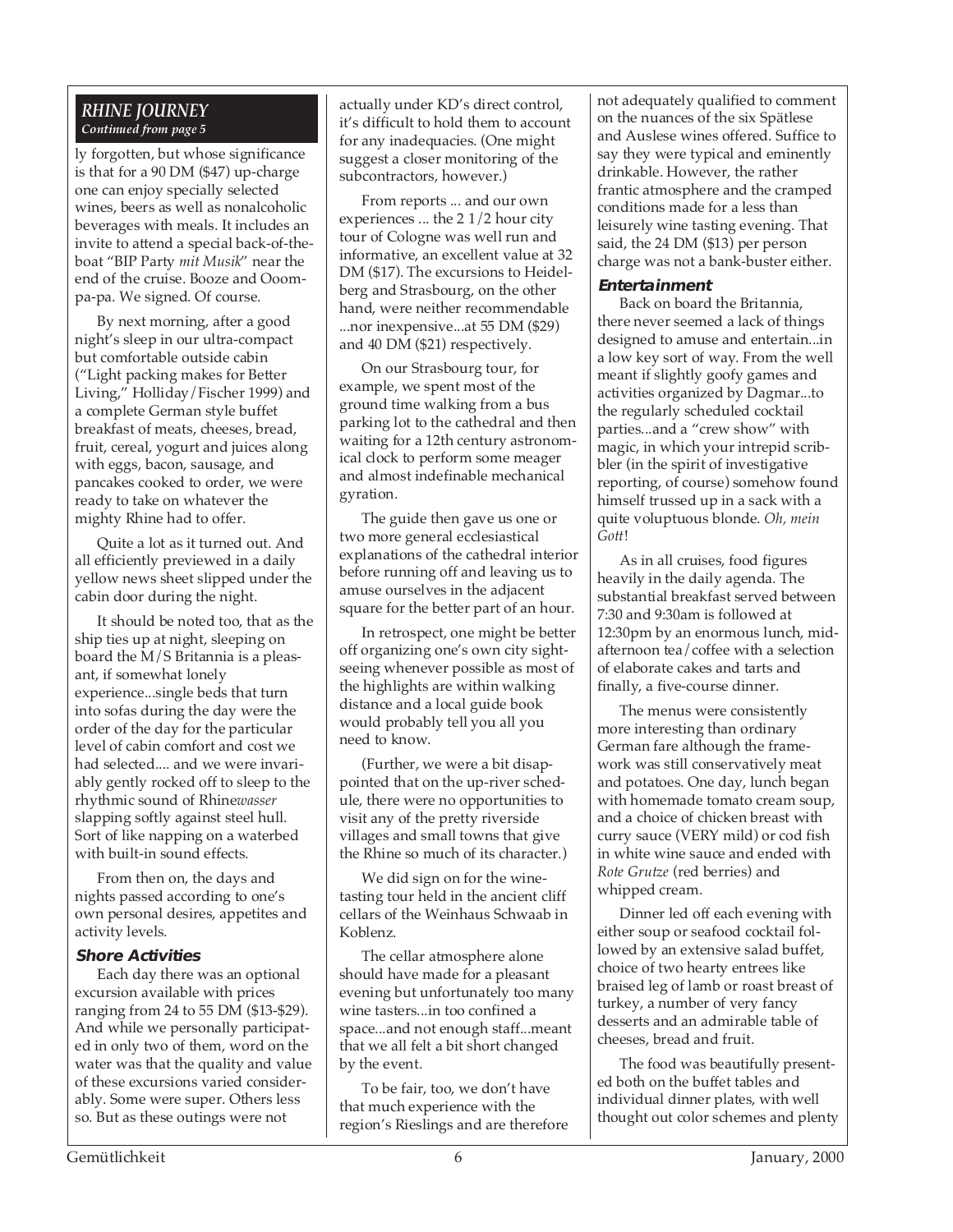## RHINE JOURNEY

*Continued from page 5*

ly forgotten, but whose significance is that for a 90 DM ($47) up-charge one can enjoy specially selected wines, beers as well as nonalcoholic beverages with meals. It includes an invite to attend a special back-of-the-boat "BIP Party *mit Musik*" near the end of the cruise. Booze and Ooompa-pa. We signed. Of course.

By next morning, after a good night's sleep in our ultra-compact but comfortable outside cabin ("Light packing makes for Better Living," Holliday/Fischer 1999) and a complete German style buffet breakfast of meats, cheeses, bread, fruit, cereal, yogurt and juices along with eggs, bacon, sausage, and pancakes cooked to order, we were ready to take on whatever the mighty Rhine had to offer.

Quite a lot as it turned out. And all efficiently previewed in a daily yellow news sheet slipped under the cabin door during the night.

It should be noted too, that as the ship ties up at night, sleeping on board the M/S Britannia is a pleasant, if somewhat lonely experience...single beds that turn into sofas during the day were the order of the day for the particular level of cabin comfort and cost we had selected.... and we were invariably gently rocked off to sleep to the rhythmic sound of Rhine*wasser* slapping softly against steel hull. Sort of like napping on a waterbed with built-in sound effects.

From then on, the days and nights passed according to one's own personal desires, appetites and activity levels.

### Shore Activities

Each day there was an optional excursion available with prices ranging from 24 to 55 DM ($13-$29). And while we personally participated in only two of them, word on the water was that the quality and value of these excursions varied considerably. Some were super. Others less so. But as these outings were not actually under KD's direct control, it's difficult to hold them to account for any inadequacies. (One might suggest a closer monitoring of the subcontractors, however.)

From reports ... and our own experiences ... the 2 1/2 hour city tour of Cologne was well run and informative, an excellent value at 32 DM ($17). The excursions to Heidelberg and Strasbourg, on the other hand, were neither recommendable ...nor inexpensive...at 55 DM ($29) and 40 DM ($21) respectively.

On our Strasbourg tour, for example, we spent most of the ground time walking from a bus parking lot to the cathedral and then waiting for a 12th century astronomical clock to perform some meager and almost indefinable mechanical gyration.

The guide then gave us one or two more general ecclesiastical explanations of the cathedral interior before running off and leaving us to amuse ourselves in the adjacent square for the better part of an hour.

In retrospect, one might be better off organizing one's own city sightseeing whenever possible as most of the highlights are within walking distance and a local guide book would probably tell you all you need to know.

(Further, we were a bit disappointed that on the up-river schedule, there were no opportunities to visit any of the pretty riverside villages and small towns that give the Rhine so much of its character.)

We did sign on for the wine-tasting tour held in the ancient cliff cellars of the Weinhaus Schwaab in Koblenz.

The cellar atmosphere alone should have made for a pleasant evening but unfortunately too many wine tasters...in too confined a space...and not enough staff...meant that we all felt a bit short changed by the event.

To be fair, too, we don't have that much experience with the region's Rieslings and are therefore not adequately qualified to comment on the nuances of the six Spätlese and Auslese wines offered. Suffice to say they were typical and eminently drinkable. However, the rather frantic atmosphere and the cramped conditions made for a less than leisurely wine tasting evening. That said, the 24 DM ($13) per person charge was not a bank-buster either.

### Entertainment

Back on board the Britannia, there never seemed a lack of things designed to amuse and entertain...in a low key sort of way. From the well meant if slightly goofy games and activities organized by Dagmar...to the regularly scheduled cocktail parties...and a "crew show" with magic, in which your intrepid scribbler (in the spirit of investigative reporting, of course) somehow found himself trussed up in a sack with a quite voluptuous blonde. *Oh, mein Gott*!

As in all cruises, food figures heavily in the daily agenda. The substantial breakfast served between 7:30 and 9:30am is followed at 12:30pm by an enormous lunch, mid-afternoon tea/coffee with a selection of elaborate cakes and tarts and finally, a five-course dinner.

The menus were consistently more interesting than ordinary German fare although the framework was still conservatively meat and potatoes. One day, lunch began with homemade tomato cream soup, and a choice of chicken breast with curry sauce (VERY mild) or cod fish in white wine sauce and ended with *Rote Grutze* (red berries) and whipped cream.

Dinner led off each evening with either soup or seafood cocktail followed by an extensive salad buffet, choice of two hearty entrees like braised leg of lamb or roast breast of turkey, a number of very fancy desserts and an admirable table of cheeses, bread and fruit.

The food was beautifully presented both on the buffet tables and individual dinner plates, with well thought out color schemes and plenty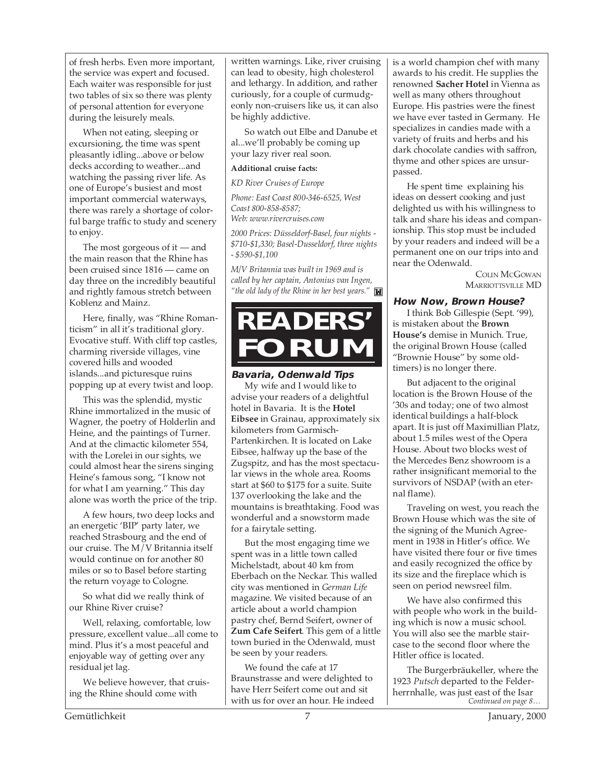of fresh herbs. Even more important, the service was expert and focused. Each waiter was responsible for just two tables of six so there was plenty of personal attention for everyone during the leisurely meals.

When not eating, sleeping or excursioning, the time was spent pleasantly idling...above or below decks according to weather...and watching the passing river life. As one of Europe's busiest and most important commercial waterways, there was rarely a shortage of colorful barge traffic to study and scenery to enjoy.

The most gorgeous of it — and the main reason that the Rhine has been cruised since 1816 — came on day three on the incredibly beautiful and rightly famous stretch between Koblenz and Mainz.

Here, finally, was "Rhine Romanticism" in all it's traditional glory. Evocative stuff. With cliff top castles, charming riverside villages, vine covered hills and wooded islands...and picturesque ruins popping up at every twist and loop.

This was the splendid, mystic Rhine immortalized in the music of Wagner, the poetry of Holderlin and Heine, and the paintings of Turner. And at the climactic kilometer 554, with the Lorelei in our sights, we could almost hear the sirens singing Heine's famous song, "I know not for what I am yearning." This day alone was worth the price of the trip.

A few hours, two deep locks and an energetic 'BIP' party later, we reached Strasbourg and the end of our cruise. The M/V Britannia itself would continue on for another 80 miles or so to Basel before starting the return voyage to Cologne.

So what did we really think of our Rhine River cruise?

Well, relaxing, comfortable, low pressure, excellent value...all come to mind. Plus it's a most peaceful and enjoyable way of getting over any residual jet lag.

We believe however, that cruising the Rhine should come with written warnings. Like, river cruising can lead to obesity, high cholesterol and lethargy. In addition, and rather curiously, for a couple of curmudgeonly non-cruisers like us, it can also be highly addictive.

So watch out Elbe and Danube et al...we'll probably be coming up your lazy river real soon.

**Additional cruise facts:**

*KD River Cruises of Europe*

*Phone: East Coast 800-346-6525, West Coast 800-858-8587; Web: www.rivercruises.com*

*2000 Prices: Düsseldorf-Basel, four nights - $710-$1,330; Basel-Dusseldorf, three nights - $590-$1,100*

*M/V Britannia was built in 1969 and is called by her captain, Antonius van Ingen, "the old lady of the Rhine in her best years."*

# READERS' FORUM

### Bavaria, Odenwald Tips

My wife and I would like to advise your readers of a delightful hotel in Bavaria. It is the **Hotel Eibsee** in Grainau, approximately six kilometers from Garmisch-Partenkirchen. It is located on Lake Eibsee, halfway up the base of the Zugspitz, and has the most spectacular views in the whole area. Rooms start at $60 to $175 for a suite. Suite 137 overlooking the lake and the mountains is breathtaking. Food was wonderful and a snowstorm made for a fairytale setting.

But the most engaging time we spent was in a little town called Michelstadt, about 40 km from Eberbach on the Neckar. This walled city was mentioned in *German Life* magazine. We visited because of an article about a world champion pastry chef, Bernd Seifert, owner of **Zum Cafe Seifert**. This gem of a little town buried in the Odenwald, must be seen by your readers.

We found the cafe at 17 Braunstrasse and were delighted to have Herr Seifert come out and sit with us for over an hour. He indeed is a world champion chef with many awards to his credit. He supplies the renowned **Sacher Hotel** in Vienna as well as many others throughout Europe. His pastries were the finest we have ever tasted in Germany. He specializes in candies made with a variety of fruits and herbs and his dark chocolate candies with saffron, thyme and other spices are unsurpassed.

He spent time explaining his ideas on dessert cooking and just delighted us with his willingness to talk and share his ideas and companionship. This stop must be included by your readers and indeed will be a permanent one on our trips into and near the Odenwald.

COLIN MCGOWAN
MARRIOTTSVILLE MD

### How Now, Brown House?

I think Bob Gillespie (Sept. '99), is mistaken about the **Brown House's** demise in Munich. True, the original Brown House (called "Brownie House" by some oldtimers) is no longer there.

But adjacent to the original location is the Brown House of the '30s and today; one of two almost identical buildings a half-block apart. It is just off Maximillian Platz, about 1.5 miles west of the Opera House. About two blocks west of the Mercedes Benz showroom is a rather insignificant memorial to the survivors of NSDAP (with an eternal flame).

Traveling on west, you reach the Brown House which was the site of the signing of the Munich Agreement in 1938 in Hitler's office. We have visited there four or five times and easily recognized the office by its size and the fireplace which is seen on period newsreel film.

We have also confirmed this with people who work in the building which is now a music school. You will also see the marble staircase to the second floor where the Hitler office is located.

The Burgerbräukeller, where the 1923 *Putsch* departed to the Felderherrnhalle, was just east of the Isar

*Continued on page 8…*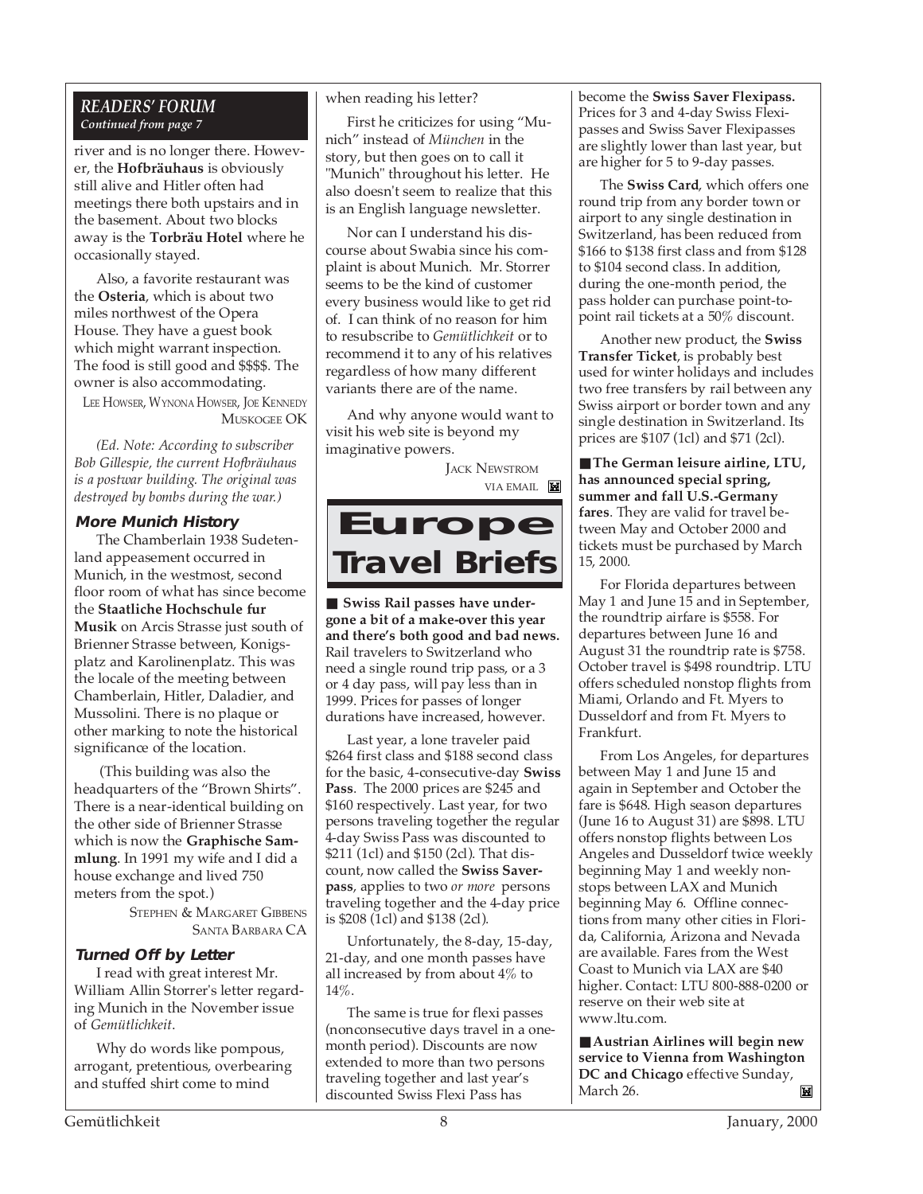*READERS' FORUM*
*Continued from page 7*

river and is no longer there. However, the **Hofbräuhaus** is obviously still alive and Hitler often had meetings there both upstairs and in the basement. About two blocks away is the **Torbräu Hotel** where he occasionally stayed.

Also, a favorite restaurant was the **Osteria**, which is about two miles northwest of the Opera House. They have a guest book which might warrant inspection. The food is still good and $$$$. The owner is also accommodating.

LEE HOWSER, WYNONA HOWSER, JOE KENNEDY
MUSKOGEE OK

*(Ed. Note: According to subscriber Bob Gillespie, the current Hofbräuhaus is a postwar building. The original was destroyed by bombs during the war.)*

### More Munich History

The Chamberlain 1938 Sudetenland appeasement occurred in Munich, in the westmost, second floor room of what has since become the **Staatliche Hochschule fur Musik** on Arcis Strasse just south of Brienner Strasse between, Konigsplatz and Karolinenplatz. This was the locale of the meeting between Chamberlain, Hitler, Daladier, and Mussolini. There is no plaque or other marking to note the historical significance of the location.

(This building was also the headquarters of the "Brown Shirts". There is a near-identical building on the other side of Brienner Strasse which is now the **Graphische Sammlung**. In 1991 my wife and I did a house exchange and lived 750 meters from the spot.)

STEPHEN & MARGARET GIBBENS
SANTA BARBARA CA

### Turned Off by Letter

I read with great interest Mr. William Allin Storrer's letter regarding Munich in the November issue of *Gemütlichkeit*.

Why do words like pompous, arrogant, pretentious, overbearing and stuffed shirt come to mind when reading his letter?

First he criticizes for using "Munich" instead of *München* in the story, but then goes on to call it "Munich" throughout his letter. He also doesn't seem to realize that this is an English language newsletter.

Nor can I understand his discourse about Swabia since his complaint is about Munich. Mr. Storrer seems to be the kind of customer every business would like to get rid of. I can think of no reason for him to resubscribe to *Gemütlichkeit* or to recommend it to any of his relatives regardless of how many different variants there are of the name.

And why anyone would want to visit his web site is beyond my imaginative powers.

JACK NEWSTROM
VIA EMAIL

# Europe Travel Briefs

■ **Swiss Rail passes have undergone a bit of a make-over this year and there's both good and bad news.** Rail travelers to Switzerland who need a single round trip pass, or a 3 or 4 day pass, will pay less than in 1999. Prices for passes of longer durations have increased, however.

Last year, a lone traveler paid $264 first class and $188 second class for the basic, 4-consecutive-day **Swiss Pass**. The 2000 prices are $245 and $160 respectively. Last year, for two persons traveling together the regular 4-day Swiss Pass was discounted to $211 (1cl) and $150 (2cl). That discount, now called the **Swiss Saverpass**, applies to two *or more* persons traveling together and the 4-day price is $208 (1cl) and $138 (2cl).

Unfortunately, the 8-day, 15-day, 21-day, and one month passes have all increased by from about 4% to 14%.

The same is true for flexi passes (nonconsecutive days travel in a one-month period). Discounts are now extended to more than two persons traveling together and last year's discounted Swiss Flexi Pass has become the **Swiss Saver Flexipass.** Prices for 3 and 4-day Swiss Flexipasses and Swiss Saver Flexipasses are slightly lower than last year, but are higher for 5 to 9-day passes.

The **Swiss Card**, which offers one round trip from any border town or airport to any single destination in Switzerland, has been reduced from $166 to $138 first class and from $128 to $104 second class. In addition, during the one-month period, the pass holder can purchase point-to-point rail tickets at a 50% discount.

Another new product, the **Swiss Transfer Ticket**, is probably best used for winter holidays and includes two free transfers by rail between any Swiss airport or border town and any single destination in Switzerland. Its prices are $107 (1cl) and $71 (2cl).

■ **The German leisure airline, LTU, has announced special spring, summer and fall U.S.-Germany fares**. They are valid for travel between May and October 2000 and tickets must be purchased by March 15, 2000.

For Florida departures between May 1 and June 15 and in September, the roundtrip airfare is $558. For departures between June 16 and August 31 the roundtrip rate is $758. October travel is $498 roundtrip. LTU offers scheduled nonstop flights from Miami, Orlando and Ft. Myers to Dusseldorf and from Ft. Myers to Frankfurt.

From Los Angeles, for departures between May 1 and June 15 and again in September and October the fare is $648. High season departures (June 16 to August 31) are $898. LTU offers nonstop flights between Los Angeles and Dusseldorf twice weekly beginning May 1 and weekly nonstops between LAX and Munich beginning May 6. Offline connections from many other cities in Florida, California, Arizona and Nevada are available. Fares from the West Coast to Munich via LAX are $40 higher. Contact: LTU 800-888-0200 or reserve on their web site at www.ltu.com.

■ **Austrian Airlines will begin new service to Vienna from Washington DC and Chicago** effective Sunday, March 26.